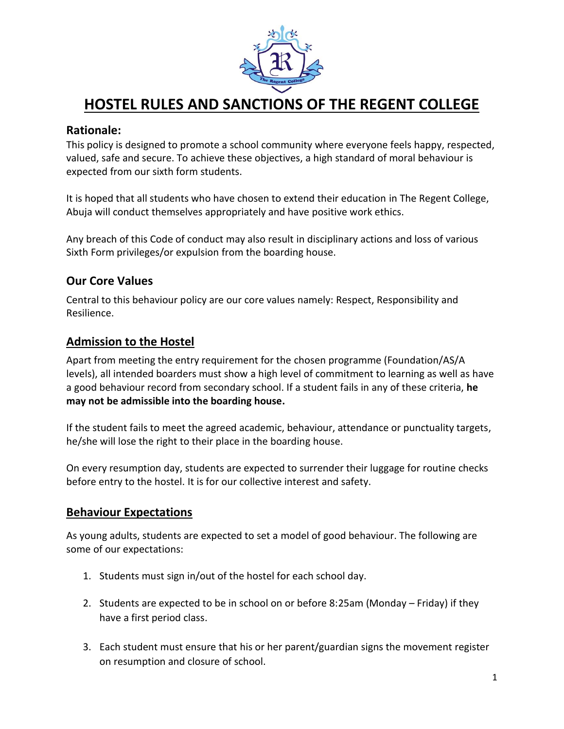# HOSTEL RULES AND SANCTIONS OF THE REGENT COLLEGE

## Rationale:

This policy is designed to promote a school community where everyone feels happy, respected, valued, safe and secure. To achieve these objectives, a high standard of moral behaviour is expected from our sixth form students.

It is hoped that all students who have chosen to extend their education in The Regent College, Abuja will conduct themselves appropriately and have positive work ethics.

Any breach of this Code of conduct may also result in disciplinary actions and loss of various Sixth Form privileges/or expulsion from the boarding house.

## Our Core Values

Central to this behaviour policy are our core values namely: Respect, Responsibility and Resilience.

## Admission to the Hostel

Apart from meeting the entry requirement for the chosen programme (Foundation/AS/A levels), all intended boarders must show a high level of commitment to learning as well as have a good behaviour record from secondary school. If a student fails in any of these criteria, **he may not be admissible into the boarding house.**

If the student fails to meet the agreed academic, behaviour, attendance or punctuality targets, he/she will lose the right to their place in the boarding house.

On every resumption day, students are expected to surrender their luggage for routine checks before entry to the hostel. It is for our collective interest and safety.

## Behaviour Expectations

As young adults, students are expected to set a model of good behaviour. The following are some of our expectations:

1. Students must sign in/out of the hostel for each school day.
2. Students are expected to be in school on or before 8:25am (Monday – Friday) if they have a first period class.
3. Each student must ensure that his or her parent/guardian signs the movement register on resumption and closure of school.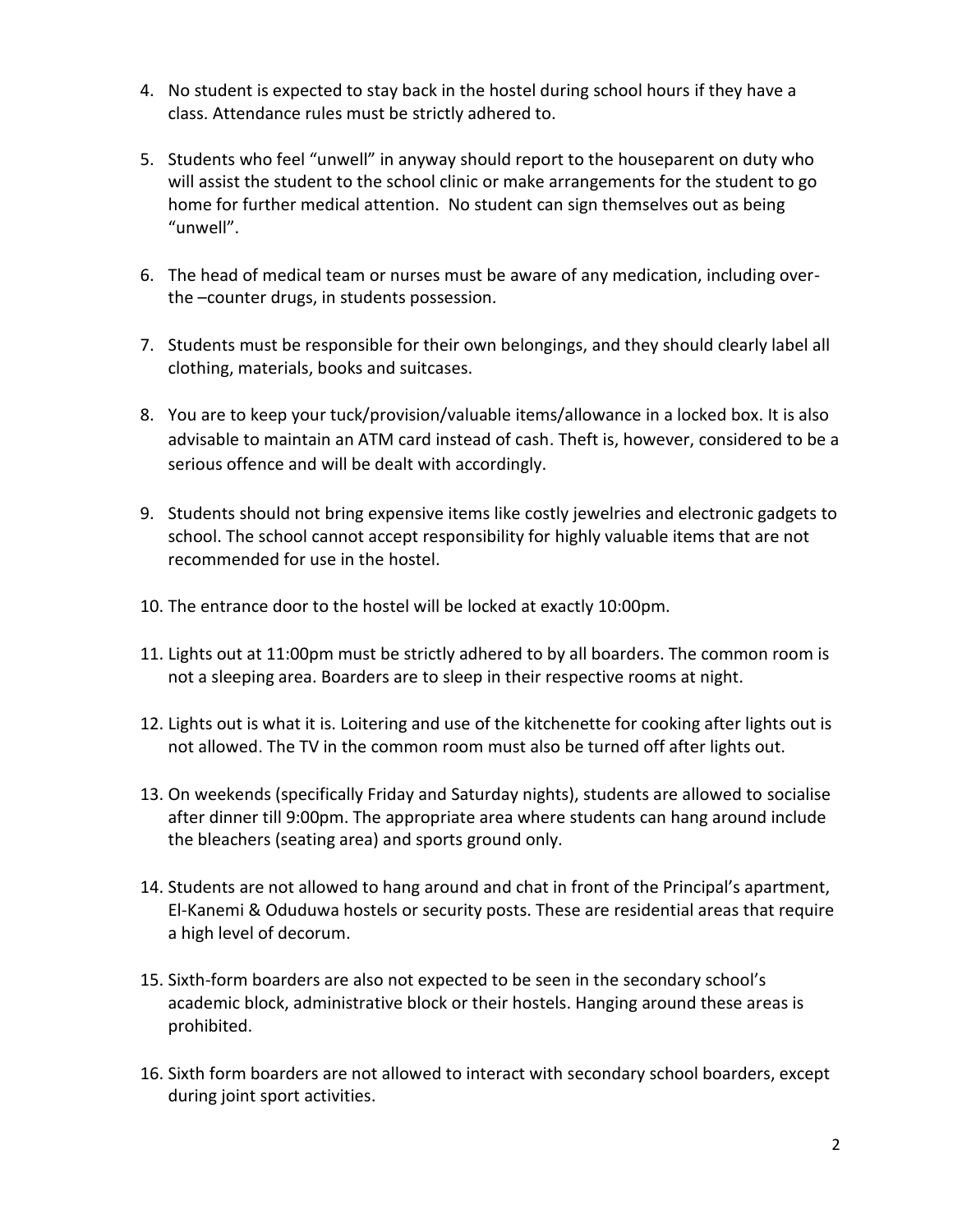4. No student is expected to stay back in the hostel during school hours if they have a class. Attendance rules must be strictly adhered to.

5. Students who feel "unwell" in anyway should report to the houseparent on duty who will assist the student to the school clinic or make arrangements for the student to go home for further medical attention. No student can sign themselves out as being "unwell".

6. The head of medical team or nurses must be aware of any medication, including over-the –counter drugs, in students possession.

7. Students must be responsible for their own belongings, and they should clearly label all clothing, materials, books and suitcases.

8. You are to keep your tuck/provision/valuable items/allowance in a locked box. It is also advisable to maintain an ATM card instead of cash. Theft is, however, considered to be a serious offence and will be dealt with accordingly.

9. Students should not bring expensive items like costly jewelries and electronic gadgets to school. The school cannot accept responsibility for highly valuable items that are not recommended for use in the hostel.

10. The entrance door to the hostel will be locked at exactly 10:00pm.

11. Lights out at 11:00pm must be strictly adhered to by all boarders. The common room is not a sleeping area. Boarders are to sleep in their respective rooms at night.

12. Lights out is what it is. Loitering and use of the kitchenette for cooking after lights out is not allowed. The TV in the common room must also be turned off after lights out.

13. On weekends (specifically Friday and Saturday nights), students are allowed to socialise after dinner till 9:00pm. The appropriate area where students can hang around include the bleachers (seating area) and sports ground only.

14. Students are not allowed to hang around and chat in front of the Principal's apartment, El-Kanemi & Oduduwa hostels or security posts. These are residential areas that require a high level of decorum.

15. Sixth-form boarders are also not expected to be seen in the secondary school's academic block, administrative block or their hostels. Hanging around these areas is prohibited.

16. Sixth form boarders are not allowed to interact with secondary school boarders, except during joint sport activities.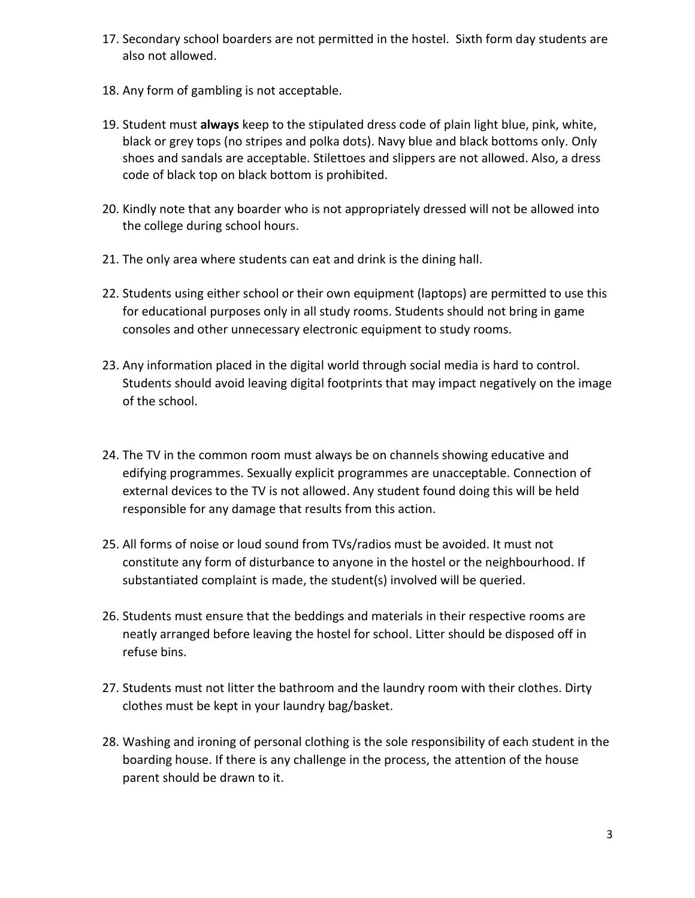17. Secondary school boarders are not permitted in the hostel.  Sixth form day students are also not allowed.

18. Any form of gambling is not acceptable.

19. Student must **always** keep to the stipulated dress code of plain light blue, pink, white, black or grey tops (no stripes and polka dots). Navy blue and black bottoms only. Only shoes and sandals are acceptable. Stilettoes and slippers are not allowed. Also, a dress code of black top on black bottom is prohibited.

20. Kindly note that any boarder who is not appropriately dressed will not be allowed into the college during school hours.

21. The only area where students can eat and drink is the dining hall.

22. Students using either school or their own equipment (laptops) are permitted to use this for educational purposes only in all study rooms. Students should not bring in game consoles and other unnecessary electronic equipment to study rooms.

23. Any information placed in the digital world through social media is hard to control. Students should avoid leaving digital footprints that may impact negatively on the image of the school.

24. The TV in the common room must always be on channels showing educative and edifying programmes. Sexually explicit programmes are unacceptable. Connection of external devices to the TV is not allowed. Any student found doing this will be held responsible for any damage that results from this action.

25. All forms of noise or loud sound from TVs/radios must be avoided. It must not constitute any form of disturbance to anyone in the hostel or the neighbourhood. If substantiated complaint is made, the student(s) involved will be queried.

26. Students must ensure that the beddings and materials in their respective rooms are neatly arranged before leaving the hostel for school. Litter should be disposed off in refuse bins.

27. Students must not litter the bathroom and the laundry room with their clothes. Dirty clothes must be kept in your laundry bag/basket.

28. Washing and ironing of personal clothing is the sole responsibility of each student in the boarding house. If there is any challenge in the process, the attention of the house parent should be drawn to it.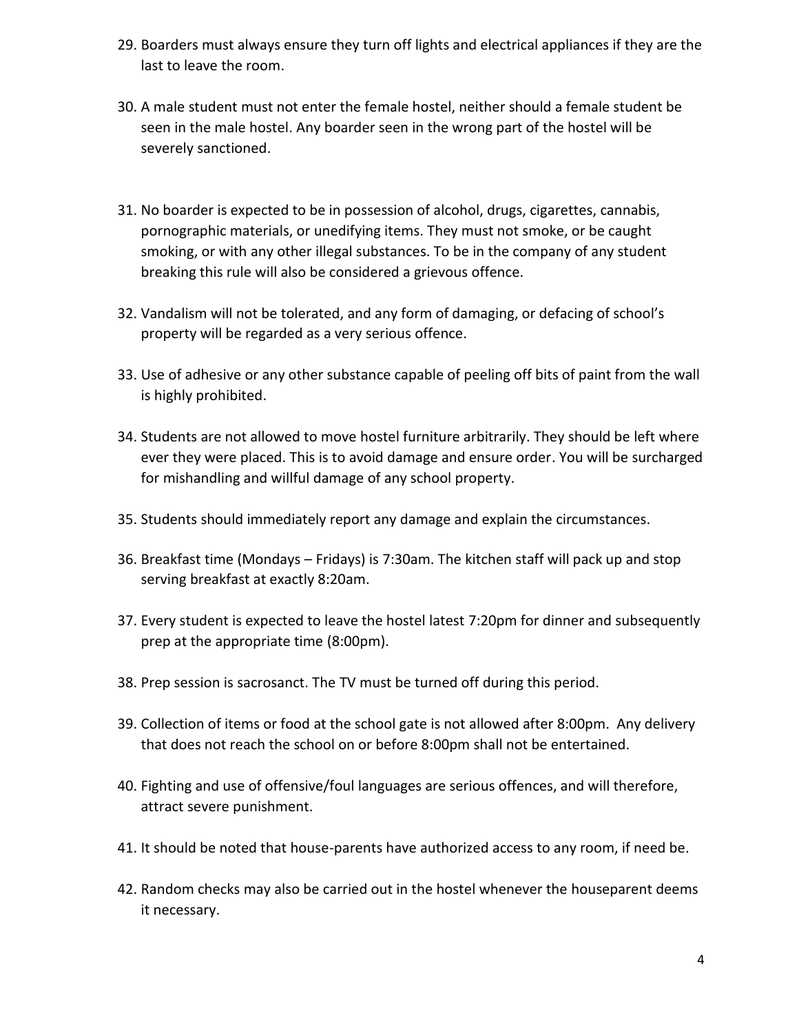29. Boarders must always ensure they turn off lights and electrical appliances if they are the last to leave the room.

30. A male student must not enter the female hostel, neither should a female student be seen in the male hostel. Any boarder seen in the wrong part of the hostel will be severely sanctioned.

31. No boarder is expected to be in possession of alcohol, drugs, cigarettes, cannabis, pornographic materials, or unedifying items. They must not smoke, or be caught smoking, or with any other illegal substances. To be in the company of any student breaking this rule will also be considered a grievous offence.

32. Vandalism will not be tolerated, and any form of damaging, or defacing of school's property will be regarded as a very serious offence.

33. Use of adhesive or any other substance capable of peeling off bits of paint from the wall is highly prohibited.

34. Students are not allowed to move hostel furniture arbitrarily. They should be left where ever they were placed. This is to avoid damage and ensure order. You will be surcharged for mishandling and willful damage of any school property.

35. Students should immediately report any damage and explain the circumstances.

36. Breakfast time (Mondays – Fridays) is 7:30am. The kitchen staff will pack up and stop serving breakfast at exactly 8:20am.

37. Every student is expected to leave the hostel latest 7:20pm for dinner and subsequently prep at the appropriate time (8:00pm).

38. Prep session is sacrosanct. The TV must be turned off during this period.

39. Collection of items or food at the school gate is not allowed after 8:00pm. Any delivery that does not reach the school on or before 8:00pm shall not be entertained.

40. Fighting and use of offensive/foul languages are serious offences, and will therefore, attract severe punishment.

41. It should be noted that house-parents have authorized access to any room, if need be.

42. Random checks may also be carried out in the hostel whenever the houseparent deems it necessary.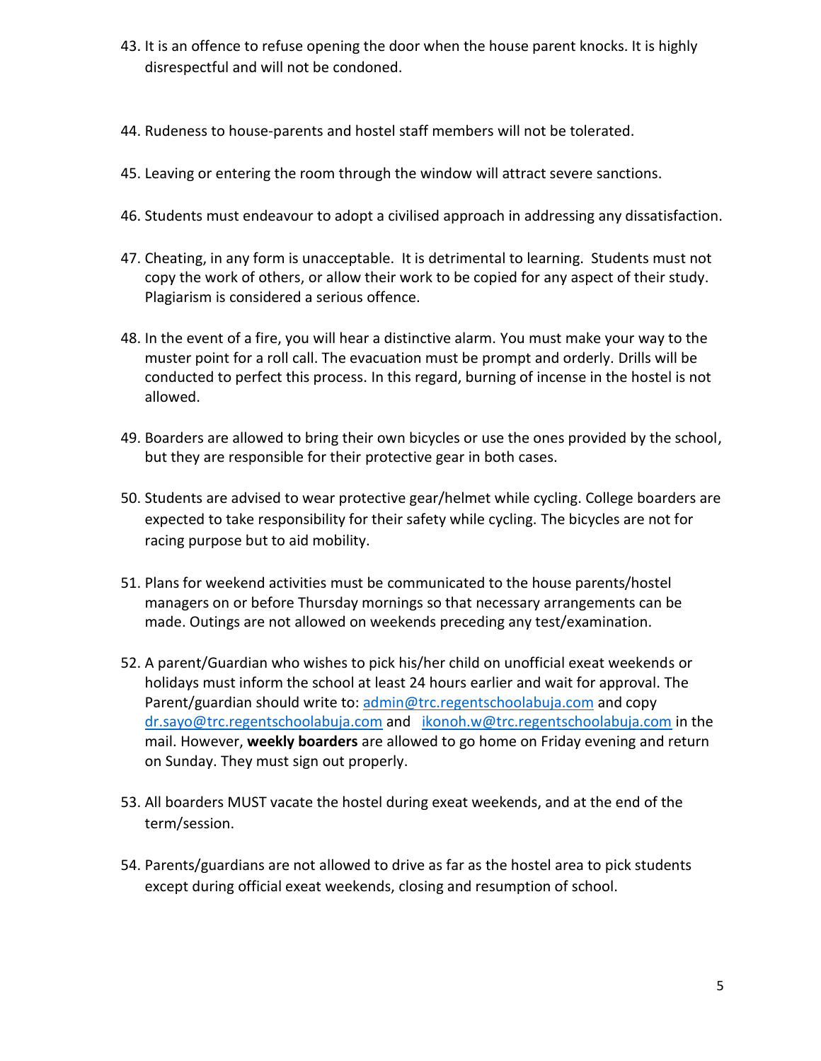43. It is an offence to refuse opening the door when the house parent knocks. It is highly disrespectful and will not be condoned.

44. Rudeness to house-parents and hostel staff members will not be tolerated.

45. Leaving or entering the room through the window will attract severe sanctions.

46. Students must endeavour to adopt a civilised approach in addressing any dissatisfaction.

47. Cheating, in any form is unacceptable. It is detrimental to learning. Students must not copy the work of others, or allow their work to be copied for any aspect of their study. Plagiarism is considered a serious offence.

48. In the event of a fire, you will hear a distinctive alarm. You must make your way to the muster point for a roll call. The evacuation must be prompt and orderly. Drills will be conducted to perfect this process. In this regard, burning of incense in the hostel is not allowed.

49. Boarders are allowed to bring their own bicycles or use the ones provided by the school, but they are responsible for their protective gear in both cases.

50. Students are advised to wear protective gear/helmet while cycling. College boarders are expected to take responsibility for their safety while cycling. The bicycles are not for racing purpose but to aid mobility.

51. Plans for weekend activities must be communicated to the house parents/hostel managers on or before Thursday mornings so that necessary arrangements can be made. Outings are not allowed on weekends preceding any test/examination.

52. A parent/Guardian who wishes to pick his/her child on unofficial exeat weekends or holidays must inform the school at least 24 hours earlier and wait for approval. The Parent/guardian should write to: admin@trc.regentschoolabuja.com and copy dr.sayo@trc.regentschoolabuja.com and ikonoh.w@trc.regentschoolabuja.com in the mail. However, **weekly boarders** are allowed to go home on Friday evening and return on Sunday. They must sign out properly.

53. All boarders MUST vacate the hostel during exeat weekends, and at the end of the term/session.

54. Parents/guardians are not allowed to drive as far as the hostel area to pick students except during official exeat weekends, closing and resumption of school.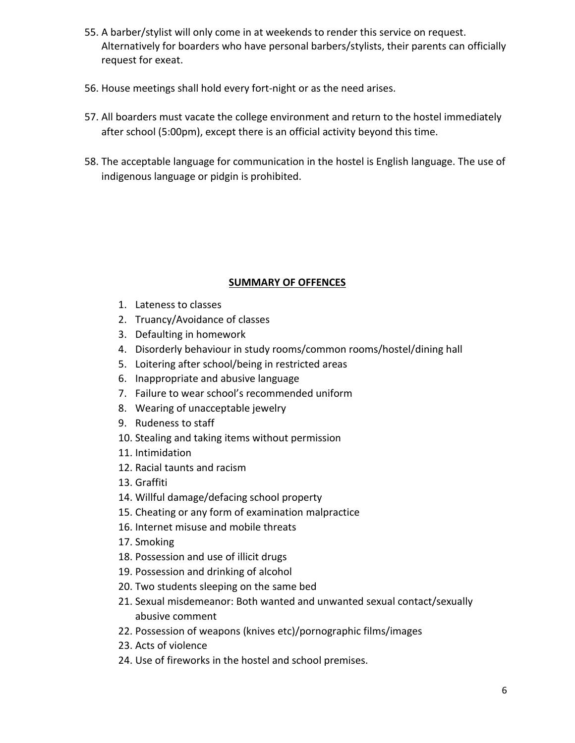55. A barber/stylist will only come in at weekends to render this service on request. Alternatively for boarders who have personal barbers/stylists, their parents can officially request for exeat.

56. House meetings shall hold every fort-night or as the need arises.

57. All boarders must vacate the college environment and return to the hostel immediately after school (5:00pm), except there is an official activity beyond this time.

58. The acceptable language for communication in the hostel is English language. The use of indigenous language or pidgin is prohibited.

## SUMMARY OF OFFENCES

1. Lateness to classes
2. Truancy/Avoidance of classes
3. Defaulting in homework
4. Disorderly behaviour in study rooms/common rooms/hostel/dining hall
5. Loitering after school/being in restricted areas
6. Inappropriate and abusive language
7. Failure to wear school's recommended uniform
8. Wearing of unacceptable jewelry
9. Rudeness to staff
10. Stealing and taking items without permission
11. Intimidation
12. Racial taunts and racism
13. Graffiti
14. Willful damage/defacing school property
15. Cheating or any form of examination malpractice
16. Internet misuse and mobile threats
17. Smoking
18. Possession and use of illicit drugs
19. Possession and drinking of alcohol
20. Two students sleeping on the same bed
21. Sexual misdemeanor: Both wanted and unwanted sexual contact/sexually abusive comment
22. Possession of weapons (knives etc)/pornographic films/images
23. Acts of violence
24. Use of fireworks in the hostel and school premises.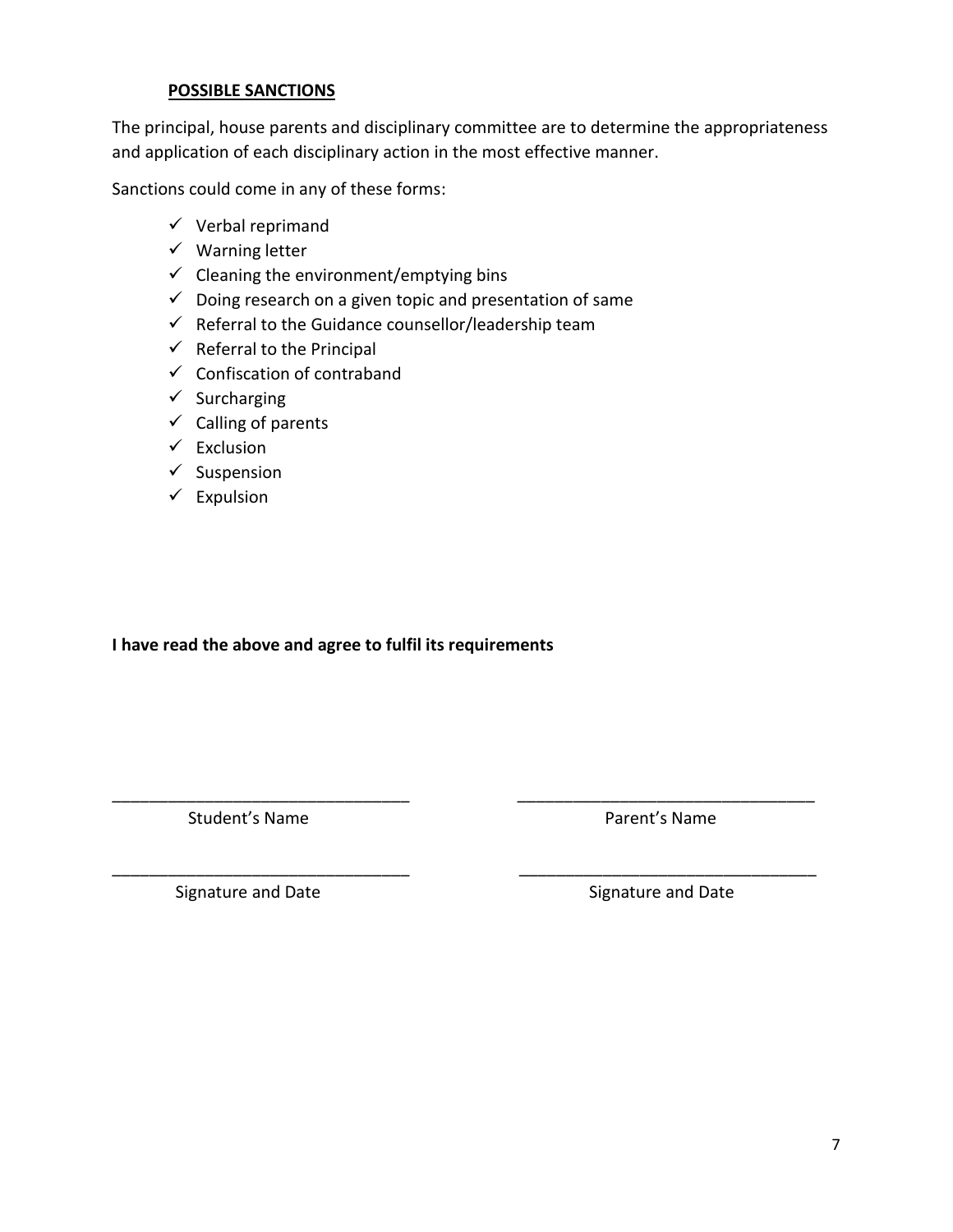## POSSIBLE SANCTIONS

The principal, house parents and disciplinary committee are to determine the appropriateness and application of each disciplinary action in the most effective manner.

Sanctions could come in any of these forms:

- ✓ Verbal reprimand
- ✓ Warning letter
- ✓ Cleaning the environment/emptying bins
- ✓ Doing research on a given topic and presentation of same
- ✓ Referral to the Guidance counsellor/leadership team
- ✓ Referral to the Principal
- ✓ Confiscation of contraband
- ✓ Surcharging
- ✓ Calling of parents
- ✓ Exclusion
- ✓ Suspension
- ✓ Expulsion

**I have read the above and agree to fulfil its requirements**

________________________________ Student's Name

________________________________ Parent's Name

________________________________ Signature and Date

________________________________ Signature and Date